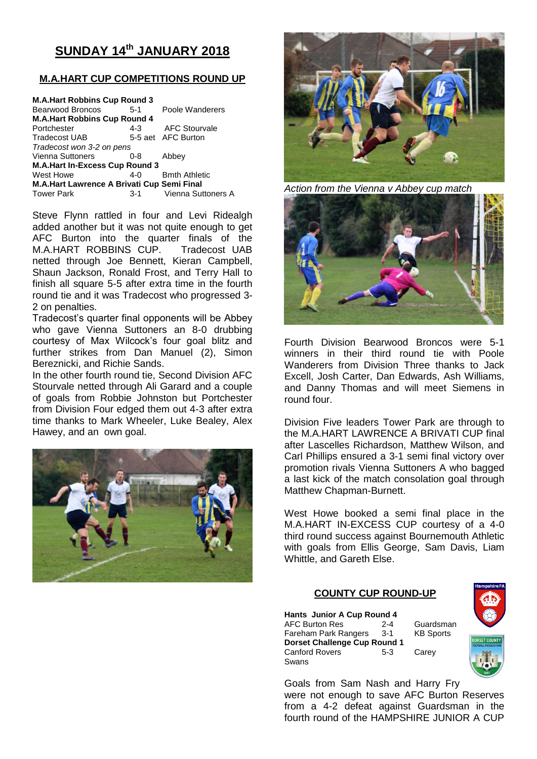# SUNDAY 14th JANUARY 2018

## M.A.HART CUP COMPETITIONS ROUND UP

| | | |
|---|---|---|
| **M.A.Hart Robbins Cup Round 3** | | |
| Bearwood Broncos | 5-1 | Poole Wanderers |
| **M.A.Hart Robbins Cup Round 4** | | |
| Portchester | 4-3 | AFC Stourvale |
| Tradecost UAB | 5-5 aet | AFC Burton |
| *Tradecost won 3-2 on pens* | | |
| Vienna Suttoners | 0-8 | Abbey |
| **M.A.Hart In-Excess Cup Round 3** | | |
| West Howe | 4-0 | Bmth Athletic |
| **M.A.Hart Lawrence A Brivati Cup Semi Final** | | |
| Tower Park | 3-1 | Vienna Suttoners A |

Steve Flynn rattled in four and Levi Ridealgh added another but it was not quite enough to get AFC Burton into the quarter finals of the M.A.HART ROBBINS CUP. Tradecost UAB netted through Joe Bennett, Kieran Campbell, Shaun Jackson, Ronald Frost, and Terry Hall to finish all square 5-5 after extra time in the fourth round tie and it was Tradecost who progressed 3-2 on penalties.

Tradecost's quarter final opponents will be Abbey who gave Vienna Suttoners an 8-0 drubbing courtesy of Max Wilcock's four goal blitz and further strikes from Dan Manuel (2), Simon Bereznicki, and Richie Sands.

In the other fourth round tie, Second Division AFC Stourvale netted through Ali Garard and a couple of goals from Robbie Johnston but Portchester from Division Four edged them out 4-3 after extra time thanks to Mark Wheeler, Luke Bealey, Alex Hawey, and an own goal.

*Action from the Vienna v Abbey cup match*

Fourth Division Bearwood Broncos were 5-1 winners in their third round tie with Poole Wanderers from Division Three thanks to Jack Excell, Josh Carter, Dan Edwards, Ash Williams, and Danny Thomas and will meet Siemens in round four.

Division Five leaders Tower Park are through to the M.A.HART LAWRENCE A BRIVATI CUP final after Lascelles Richardson, Matthew Wilson, and Carl Phillips ensured a 3-1 semi final victory over promotion rivals Vienna Suttoners A who bagged a last kick of the match consolation goal through Matthew Chapman-Burnett.

West Howe booked a semi final place in the M.A.HART IN-EXCESS CUP courtesy of a 4-0 third round success against Bournemouth Athletic with goals from Ellis George, Sam Davis, Liam Whittle, and Gareth Else.

## COUNTY CUP ROUND-UP

| | | |
|---|---|---|
| **Hants Junior A Cup Round 4** | | |
| AFC Burton Res | 2-4 | Guardsman |
| Fareham Park Rangers | 3-1 | KB Sports |
| **Dorset Challenge Cup Round 1** | | |
| Canford Rovers | 5-3 | Carey Swans |

Goals from Sam Nash and Harry Fry were not enough to save AFC Burton Reserves from a 4-2 defeat against Guardsman in the fourth round of the HAMPSHIRE JUNIOR A CUP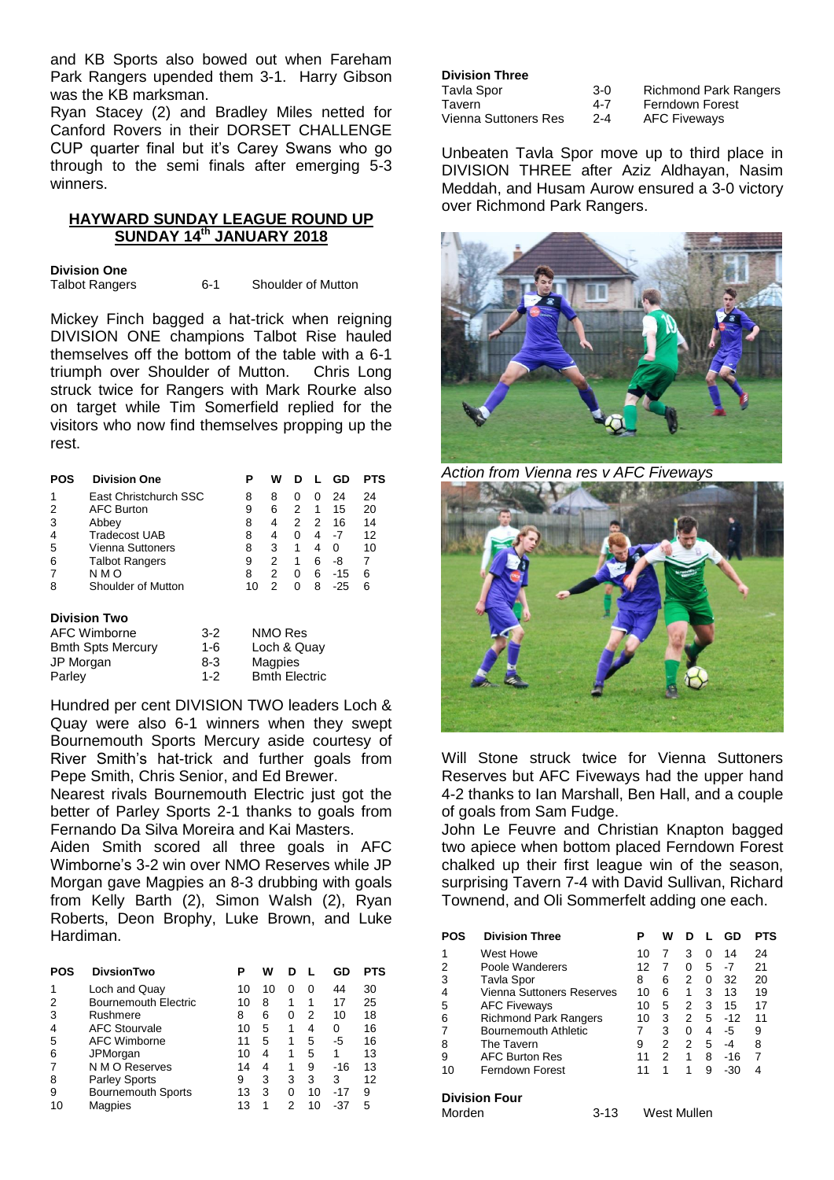and KB Sports also bowed out when Fareham Park Rangers upended them 3-1. Harry Gibson was the KB marksman.

Ryan Stacey (2) and Bradley Miles netted for Canford Rovers in their DORSET CHALLENGE CUP quarter final but it's Carey Swans who go through to the semi finals after emerging 5-3 winners.

## HAYWARD SUNDAY LEAGUE ROUND UP SUNDAY 14th JANUARY 2018

**Division One**

| | | |
|---|---|---|
| Talbot Rangers | 6-1 | Shoulder of Mutton |

Mickey Finch bagged a hat-trick when reigning DIVISION ONE champions Talbot Rise hauled themselves off the bottom of the table with a 6-1 triumph over Shoulder of Mutton. Chris Long struck twice for Rangers with Mark Rourke also on target while Tim Somerfield replied for the visitors who now find themselves propping up the rest.

| POS | Division One | P | W | D | L | GD | PTS |
|---|---|---|---|---|---|---|---|
| 1 | East Christchurch SSC | 8 | 8 | 0 | 0 | 24 | 24 |
| 2 | AFC Burton | 9 | 6 | 2 | 1 | 15 | 20 |
| 3 | Abbey | 8 | 4 | 2 | 2 | 16 | 14 |
| 4 | Tradecost UAB | 8 | 4 | 0 | 4 | -7 | 12 |
| 5 | Vienna Suttoners | 8 | 3 | 1 | 4 | 0 | 10 |
| 6 | Talbot Rangers | 9 | 2 | 1 | 6 | -8 | 7 |
| 7 | N M O | 8 | 2 | 0 | 6 | -15 | 6 |
| 8 | Shoulder of Mutton | 10 | 2 | 0 | 8 | -25 | 6 |

**Division Two**

| | | |
|---|---|---|
| AFC Wimborne | 3-2 | NMO Res |
| Bmth Spts Mercury | 1-6 | Loch & Quay |
| JP Morgan | 8-3 | Magpies |
| Parley | 1-2 | Bmth Electric |

Hundred per cent DIVISION TWO leaders Loch & Quay were also 6-1 winners when they swept Bournemouth Sports Mercury aside courtesy of River Smith's hat-trick and further goals from Pepe Smith, Chris Senior, and Ed Brewer.

Nearest rivals Bournemouth Electric just got the better of Parley Sports 2-1 thanks to goals from Fernando Da Silva Moreira and Kai Masters.

Aiden Smith scored all three goals in AFC Wimborne's 3-2 win over NMO Reserves while JP Morgan gave Magpies an 8-3 drubbing with goals from Kelly Barth (2), Simon Walsh (2), Ryan Roberts, Deon Brophy, Luke Brown, and Luke Hardiman.

| POS | DivsionTwo | P | W | D | L | GD | PTS |
|---|---|---|---|---|---|---|---|
| 1 | Loch and Quay | 10 | 10 | 0 | 0 | 44 | 30 |
| 2 | Bournemouth Electric | 10 | 8 | 1 | 1 | 17 | 25 |
| 3 | Rushmere | 8 | 6 | 0 | 2 | 10 | 18 |
| 4 | AFC Stourvale | 10 | 5 | 1 | 4 | 0 | 16 |
| 5 | AFC Wimborne | 11 | 5 | 1 | 5 | -5 | 16 |
| 6 | JPMorgan | 10 | 4 | 1 | 5 | 1 | 13 |
| 7 | N M O Reserves | 14 | 4 | 1 | 9 | -16 | 13 |
| 8 | Parley Sports | 9 | 3 | 3 | 3 | 3 | 12 |
| 9 | Bournemouth Sports | 13 | 3 | 0 | 10 | -17 | 9 |
| 10 | Magpies | 13 | 1 | 2 | 10 | -37 | 5 |

**Division Three**

| | | |
|---|---|---|
| Tavla Spor | 3-0 | Richmond Park Rangers |
| Tavern | 4-7 | Ferndown Forest |
| Vienna Suttoners Res | 2-4 | AFC Fiveways |

Unbeaten Tavla Spor move up to third place in DIVISION THREE after Aziz Aldhayan, Nasim Meddah, and Husam Aurow ensured a 3-0 victory over Richmond Park Rangers.

*Action from Vienna res v AFC Fiveways*

Will Stone struck twice for Vienna Suttoners Reserves but AFC Fiveways had the upper hand 4-2 thanks to Ian Marshall, Ben Hall, and a couple of goals from Sam Fudge.

John Le Feuvre and Christian Knapton bagged two apiece when bottom placed Ferndown Forest chalked up their first league win of the season, surprising Tavern 7-4 with David Sullivan, Richard Townend, and Oli Sommerfelt adding one each.

| POS | Division Three | P | W | D | L | GD | PTS |
|---|---|---|---|---|---|---|---|
| 1 | West Howe | 10 | 7 | 3 | 0 | 14 | 24 |
| 2 | Poole Wanderers | 12 | 7 | 0 | 5 | -7 | 21 |
| 3 | Tavla Spor | 8 | 6 | 2 | 0 | 32 | 20 |
| 4 | Vienna Suttoners Reserves | 10 | 6 | 1 | 3 | 13 | 19 |
| 5 | AFC Fiveways | 10 | 5 | 2 | 3 | 15 | 17 |
| 6 | Richmond Park Rangers | 10 | 3 | 2 | 5 | -12 | 11 |
| 7 | Bournemouth Athletic | 7 | 3 | 0 | 4 | -5 | 9 |
| 8 | The Tavern | 9 | 2 | 2 | 5 | -4 | 8 |
| 9 | AFC Burton Res | 11 | 2 | 1 | 8 | -16 | 7 |
| 10 | Ferndown Forest | 11 | 1 | 1 | 9 | -30 | 4 |

**Division Four**

| | | |
|---|---|---|
| Morden | 3-13 | West Mullen |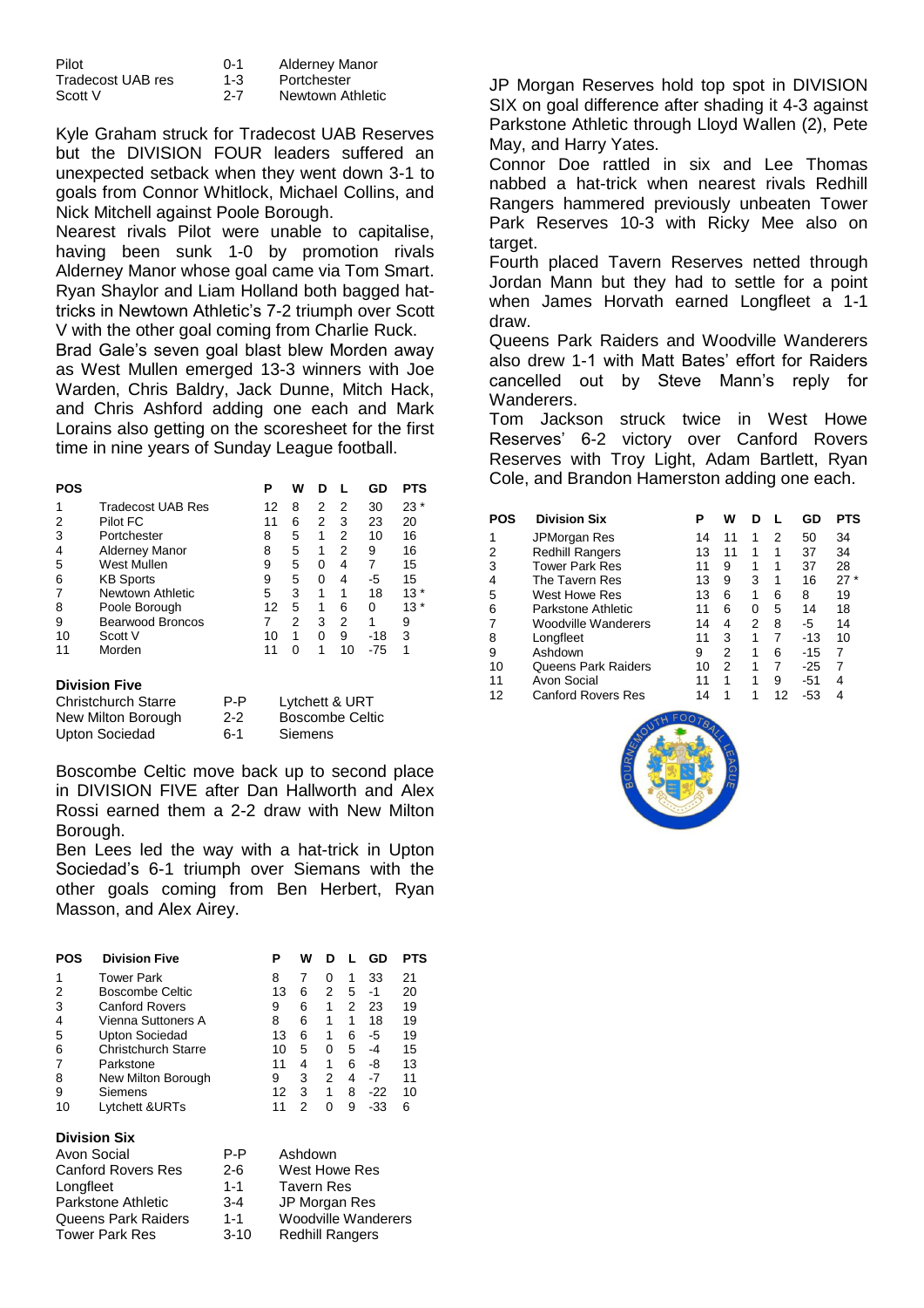| | | |
|---|---|---|
| Pilot | 0-1 | Alderney Manor |
| Tradecost UAB res | 1-3 | Portchester |
| Scott V | 2-7 | Newtown Athletic |

Kyle Graham struck for Tradecost UAB Reserves but the DIVISION FOUR leaders suffered an unexpected setback when they went down 3-1 to goals from Connor Whitlock, Michael Collins, and Nick Mitchell against Poole Borough.

Nearest rivals Pilot were unable to capitalise, having been sunk 1-0 by promotion rivals Alderney Manor whose goal came via Tom Smart.

Ryan Shaylor and Liam Holland both bagged hat-tricks in Newtown Athletic's 7-2 triumph over Scott V with the other goal coming from Charlie Ruck.

Brad Gale's seven goal blast blew Morden away as West Mullen emerged 13-3 winners with Joe Warden, Chris Baldry, Jack Dunne, Mitch Hack, and Chris Ashford adding one each and Mark Lorains also getting on the scoresheet for the first time in nine years of Sunday League football.

| POS | | P | W | D | L | GD | PTS |
|---|---|---|---|---|---|---|---|
| 1 | Tradecost UAB Res | 12 | 8 | 2 | 2 | 30 | 23 * |
| 2 | Pilot FC | 11 | 6 | 2 | 3 | 23 | 20 |
| 3 | Portchester | 8 | 5 | 1 | 2 | 10 | 16 |
| 4 | Alderney Manor | 8 | 5 | 1 | 2 | 9 | 16 |
| 5 | West Mullen | 9 | 5 | 0 | 4 | 7 | 15 |
| 6 | KB Sports | 9 | 5 | 0 | 4 | -5 | 15 |
| 7 | Newtown Athletic | 5 | 3 | 1 | 1 | 18 | 13 * |
| 8 | Poole Borough | 12 | 5 | 1 | 6 | 0 | 13 * |
| 9 | Bearwood Broncos | 7 | 2 | 3 | 2 | 1 | 9 |
| 10 | Scott V | 10 | 1 | 0 | 9 | -18 | 3 |
| 11 | Morden | 11 | 0 | 1 | 10 | -75 | 1 |

## Division Five

| | | |
|---|---|---|
| Christchurch Starre | P-P | Lytchett & URT |
| New Milton Borough | 2-2 | Boscombe Celtic |
| Upton Sociedad | 6-1 | Siemens |

Boscombe Celtic move back up to second place in DIVISION FIVE after Dan Hallworth and Alex Rossi earned them a 2-2 draw with New Milton Borough.

Ben Lees led the way with a hat-trick in Upton Sociedad's 6-1 triumph over Siemans with the other goals coming from Ben Herbert, Ryan Masson, and Alex Airey.

| POS | Division Five | P | W | D | L | GD | PTS |
|---|---|---|---|---|---|---|---|
| 1 | Tower Park | 8 | 7 | 0 | 1 | 33 | 21 |
| 2 | Boscombe Celtic | 13 | 6 | 2 | 5 | -1 | 20 |
| 3 | Canford Rovers | 9 | 6 | 1 | 2 | 23 | 19 |
| 4 | Vienna Suttoners A | 8 | 6 | 1 | 1 | 18 | 19 |
| 5 | Upton Sociedad | 13 | 6 | 1 | 6 | -5 | 19 |
| 6 | Christchurch Starre | 10 | 5 | 0 | 5 | -4 | 15 |
| 7 | Parkstone | 11 | 4 | 1 | 6 | -8 | 13 |
| 8 | New Milton Borough | 9 | 3 | 2 | 4 | -7 | 11 |
| 9 | Siemens | 12 | 3 | 1 | 8 | -22 | 10 |
| 10 | Lytchett &URTs | 11 | 2 | 0 | 9 | -33 | 6 |

## Division Six

| | | |
|---|---|---|
| Avon Social | P-P | Ashdown |
| Canford Rovers Res | 2-6 | West Howe Res |
| Longfleet | 1-1 | Tavern Res |
| Parkstone Athletic | 3-4 | JP Morgan Res |
| Queens Park Raiders | 1-1 | Woodville Wanderers |
| Tower Park Res | 3-10 | Redhill Rangers |

JP Morgan Reserves hold top spot in DIVISION SIX on goal difference after shading it 4-3 against Parkstone Athletic through Lloyd Wallen (2), Pete May, and Harry Yates.

Connor Doe rattled in six and Lee Thomas nabbed a hat-trick when nearest rivals Redhill Rangers hammered previously unbeaten Tower Park Reserves 10-3 with Ricky Mee also on target.

Fourth placed Tavern Reserves netted through Jordan Mann but they had to settle for a point when James Horvath earned Longfleet a 1-1 draw.

Queens Park Raiders and Woodville Wanderers also drew 1-1 with Matt Bates' effort for Raiders cancelled out by Steve Mann's reply for Wanderers.

Tom Jackson struck twice in West Howe Reserves' 6-2 victory over Canford Rovers Reserves with Troy Light, Adam Bartlett, Ryan Cole, and Brandon Hamerston adding one each.

| POS | Division Six | P | W | D | L | GD | PTS |
|---|---|---|---|---|---|---|---|
| 1 | JPMorgan Res | 14 | 11 | 1 | 2 | 50 | 34 |
| 2 | Redhill Rangers | 13 | 11 | 1 | 1 | 37 | 34 |
| 3 | Tower Park Res | 11 | 9 | 1 | 1 | 37 | 28 |
| 4 | The Tavern Res | 13 | 9 | 3 | 1 | 16 | 27 * |
| 5 | West Howe Res | 13 | 6 | 1 | 6 | 8 | 19 |
| 6 | Parkstone Athletic | 11 | 6 | 0 | 5 | 14 | 18 |
| 7 | Woodville Wanderers | 14 | 4 | 2 | 8 | -5 | 14 |
| 8 | Longfleet | 11 | 3 | 1 | 7 | -13 | 10 |
| 9 | Ashdown | 9 | 2 | 1 | 6 | -15 | 7 |
| 10 | Queens Park Raiders | 10 | 2 | 1 | 7 | -25 | 7 |
| 11 | Avon Social | 11 | 1 | 1 | 9 | -51 | 4 |
| 12 | Canford Rovers Res | 14 | 1 | 1 | 12 | -53 | 4 |